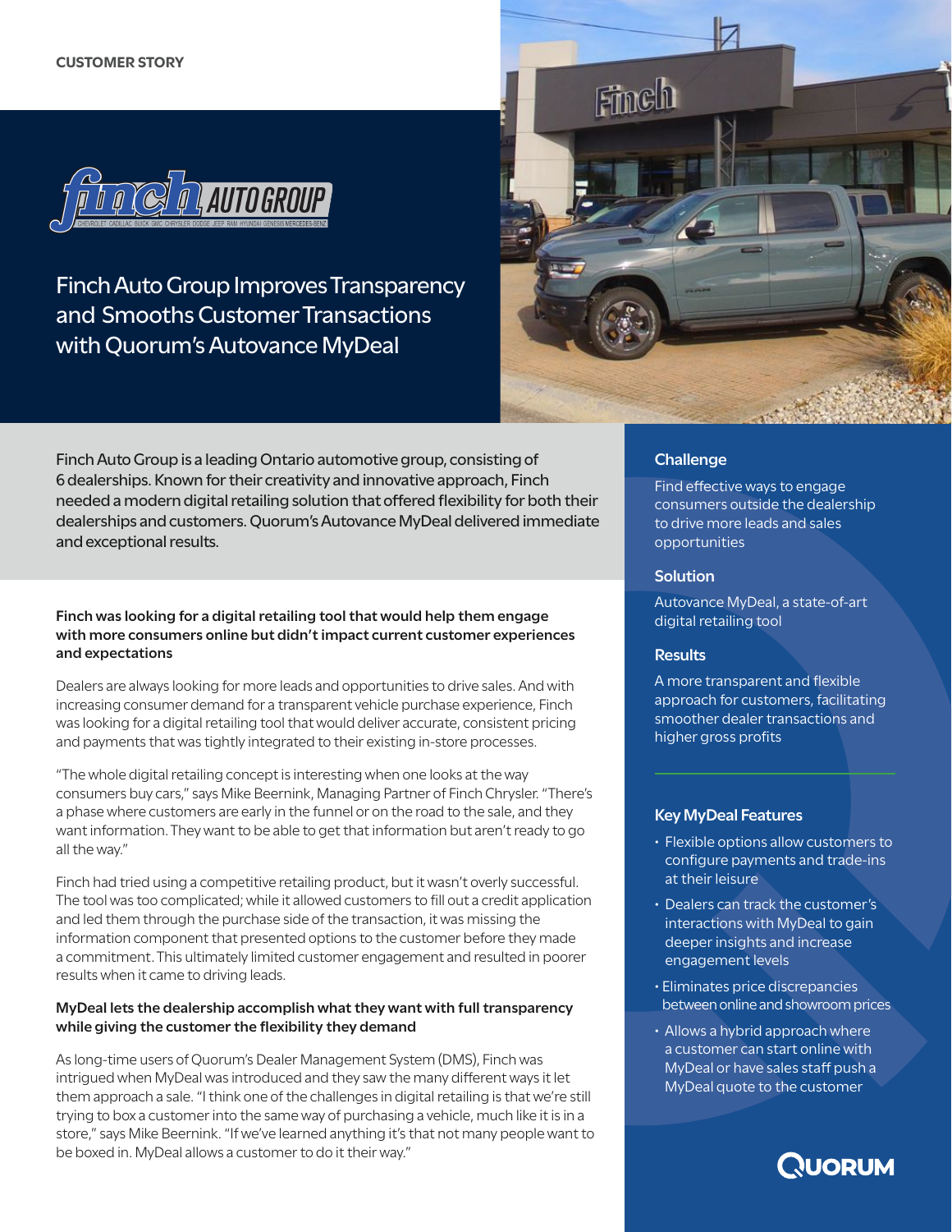CUSTOMER STORY

# Finch Auto Group Improves Transparency and Smooths Customer Transactions with Quorum's Autovance MyDeal

Finch Auto Group is a leading Ontario automotive group, consisting of 6 dealerships. Known for their creativity and innovative approach, Finch needed a modern digital retailing solution that offered flexibility for both their dealerships and customers. Quorum's Autovance MyDeal delivered immediate and exceptional results.

### Finch was looking for a digital retailing tool that would help them engage with more consumers online but didn't impact current customer experiences and expectations

Dealers are always looking for more leads and opportunities to drive sales. And with increasing consumer demand for a transparent vehicle purchase experience, Finch was looking for a digital retailing tool that would deliver accurate, consistent pricing and payments that was tightly integrated to their existing in-store processes.

"The whole digital retailing concept is interesting when one looks at the way consumers buy cars," says Mike Beernink, Managing Partner of Finch Chrysler. "There's a phase where customers are early in the funnel or on the road to the sale, and they want information. They want to be able to get that information but aren't ready to go all the way."

Finch had tried using a competitive retailing product, but it wasn't overly successful. The tool was too complicated; while it allowed customers to fill out a credit application and led them through the purchase side of the transaction, it was missing the information component that presented options to the customer before they made a commitment. This ultimately limited customer engagement and resulted in poorer results when it came to driving leads.

### MyDeal lets the dealership accomplish what they want with full transparency while giving the customer the flexibility they demand

As long-time users of Quorum's Dealer Management System (DMS), Finch was intrigued when MyDeal was introduced and they saw the many different ways it let them approach a sale. "I think one of the challenges in digital retailing is that we're still trying to box a customer into the same way of purchasing a vehicle, much like it is in a store," says Mike Beernink. "If we've learned anything it's that not many people want to be boxed in. MyDeal allows a customer to do it their way."

### Challenge

Find effective ways to engage consumers outside the dealership to drive more leads and sales opportunities

### Solution

Autovance MyDeal, a state-of-art digital retailing tool

### Results

A more transparent and flexible approach for customers, facilitating smoother dealer transactions and higher gross profits

### Key MyDeal Features

- Flexible options allow customers to configure payments and trade-ins at their leisure
- Dealers can track the customer's interactions with MyDeal to gain deeper insights and increase engagement levels
- Eliminates price discrepancies between online and showroom prices
- Allows a hybrid approach where a customer can start online with MyDeal or have sales staff push a MyDeal quote to the customer

QUORUM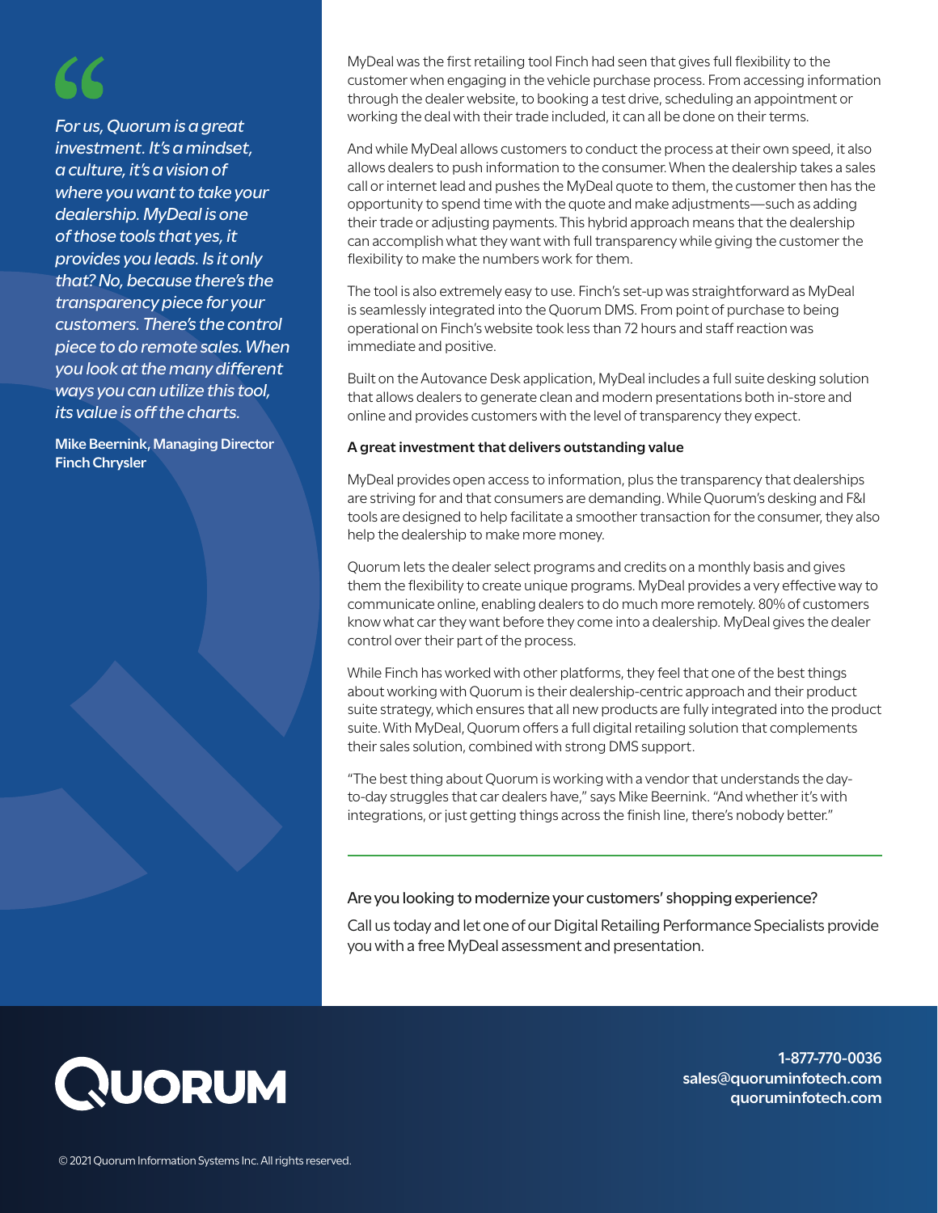> *For us, Quorum is a great investment. It's a mindset, a culture, it's a vision of where you want to take your dealership. MyDeal is one of those tools that yes, it provides you leads. Is it only that? No, because there's the transparency piece for your customers. There's the control piece to do remote sales. When you look at the many different ways you can utilize this tool, its value is off the charts.*

**Mike Beernink, Managing Director**
**Finch Chrysler**

MyDeal was the first retailing tool Finch had seen that gives full flexibility to the customer when engaging in the vehicle purchase process. From accessing information through the dealer website, to booking a test drive, scheduling an appointment or working the deal with their trade included, it can all be done on their terms.

And while MyDeal allows customers to conduct the process at their own speed, it also allows dealers to push information to the consumer. When the dealership takes a sales call or internet lead and pushes the MyDeal quote to them, the customer then has the opportunity to spend time with the quote and make adjustments—such as adding their trade or adjusting payments. This hybrid approach means that the dealership can accomplish what they want with full transparency while giving the customer the flexibility to make the numbers work for them.

The tool is also extremely easy to use. Finch's set-up was straightforward as MyDeal is seamlessly integrated into the Quorum DMS. From point of purchase to being operational on Finch's website took less than 72 hours and staff reaction was immediate and positive.

Built on the Autovance Desk application, MyDeal includes a full suite desking solution that allows dealers to generate clean and modern presentations both in-store and online and provides customers with the level of transparency they expect.

**A great investment that delivers outstanding value**

MyDeal provides open access to information, plus the transparency that dealerships are striving for and that consumers are demanding. While Quorum's desking and F&I tools are designed to help facilitate a smoother transaction for the consumer, they also help the dealership to make more money.

Quorum lets the dealer select programs and credits on a monthly basis and gives them the flexibility to create unique programs. MyDeal provides a very effective way to communicate online, enabling dealers to do much more remotely. 80% of customers know what car they want before they come into a dealership. MyDeal gives the dealer control over their part of the process.

While Finch has worked with other platforms, they feel that one of the best things about working with Quorum is their dealership-centric approach and their product suite strategy, which ensures that all new products are fully integrated into the product suite. With MyDeal, Quorum offers a full digital retailing solution that complements their sales solution, combined with strong DMS support.

"The best thing about Quorum is working with a vendor that understands the day-to-day struggles that car dealers have," says Mike Beernink. "And whether it's with integrations, or just getting things across the finish line, there's nobody better."

---

Are you looking to modernize your customers' shopping experience?

Call us today and let one of our Digital Retailing Performance Specialists provide you with a free MyDeal assessment and presentation.

QUORUM

**1-877-770-0036**
**sales@quoruminfotech.com**
**quoruminfotech.com**

© 2021 Quorum Information Systems Inc. All rights reserved.